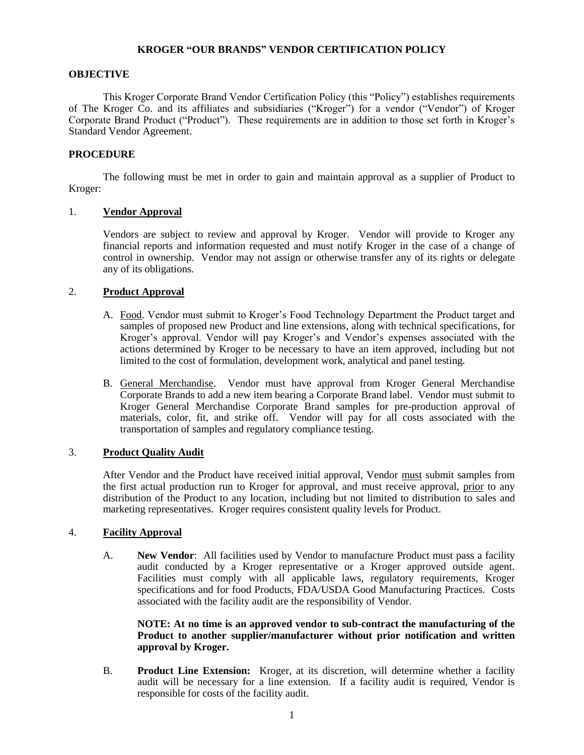# KROGER "OUR BRANDS" VENDOR CERTIFICATION POLICY

## OBJECTIVE

This Kroger Corporate Brand Vendor Certification Policy (this "Policy") establishes requirements of The Kroger Co. and its affiliates and subsidiaries ("Kroger") for a vendor ("Vendor") of Kroger Corporate Brand Product ("Product"). These requirements are in addition to those set forth in Kroger's Standard Vendor Agreement.

## PROCEDURE

The following must be met in order to gain and maintain approval as a supplier of Product to Kroger:

### 1. Vendor Approval

Vendors are subject to review and approval by Kroger. Vendor will provide to Kroger any financial reports and information requested and must notify Kroger in the case of a change of control in ownership. Vendor may not assign or otherwise transfer any of its rights or delegate any of its obligations.

### 2. Product Approval

A. Food. Vendor must submit to Kroger's Food Technology Department the Product target and samples of proposed new Product and line extensions, along with technical specifications, for Kroger's approval. Vendor will pay Kroger's and Vendor's expenses associated with the actions determined by Kroger to be necessary to have an item approved, including but not limited to the cost of formulation, development work, analytical and panel testing.

B. General Merchandise. Vendor must have approval from Kroger General Merchandise Corporate Brands to add a new item bearing a Corporate Brand label. Vendor must submit to Kroger General Merchandise Corporate Brand samples for pre-production approval of materials, color, fit, and strike off. Vendor will pay for all costs associated with the transportation of samples and regulatory compliance testing.

### 3. Product Quality Audit

After Vendor and the Product have received initial approval, Vendor must submit samples from the first actual production run to Kroger for approval, and must receive approval, prior to any distribution of the Product to any location, including but not limited to distribution to sales and marketing representatives. Kroger requires consistent quality levels for Product.

### 4. Facility Approval

A. **New Vendor**: All facilities used by Vendor to manufacture Product must pass a facility audit conducted by a Kroger representative or a Kroger approved outside agent. Facilities must comply with all applicable laws, regulatory requirements, Kroger specifications and for food Products, FDA/USDA Good Manufacturing Practices. Costs associated with the facility audit are the responsibility of Vendor.

**NOTE: At no time is an approved vendor to sub-contract the manufacturing of the Product to another supplier/manufacturer without prior notification and written approval by Kroger.**

B. **Product Line Extension:** Kroger, at its discretion, will determine whether a facility audit will be necessary for a line extension. If a facility audit is required, Vendor is responsible for costs of the facility audit.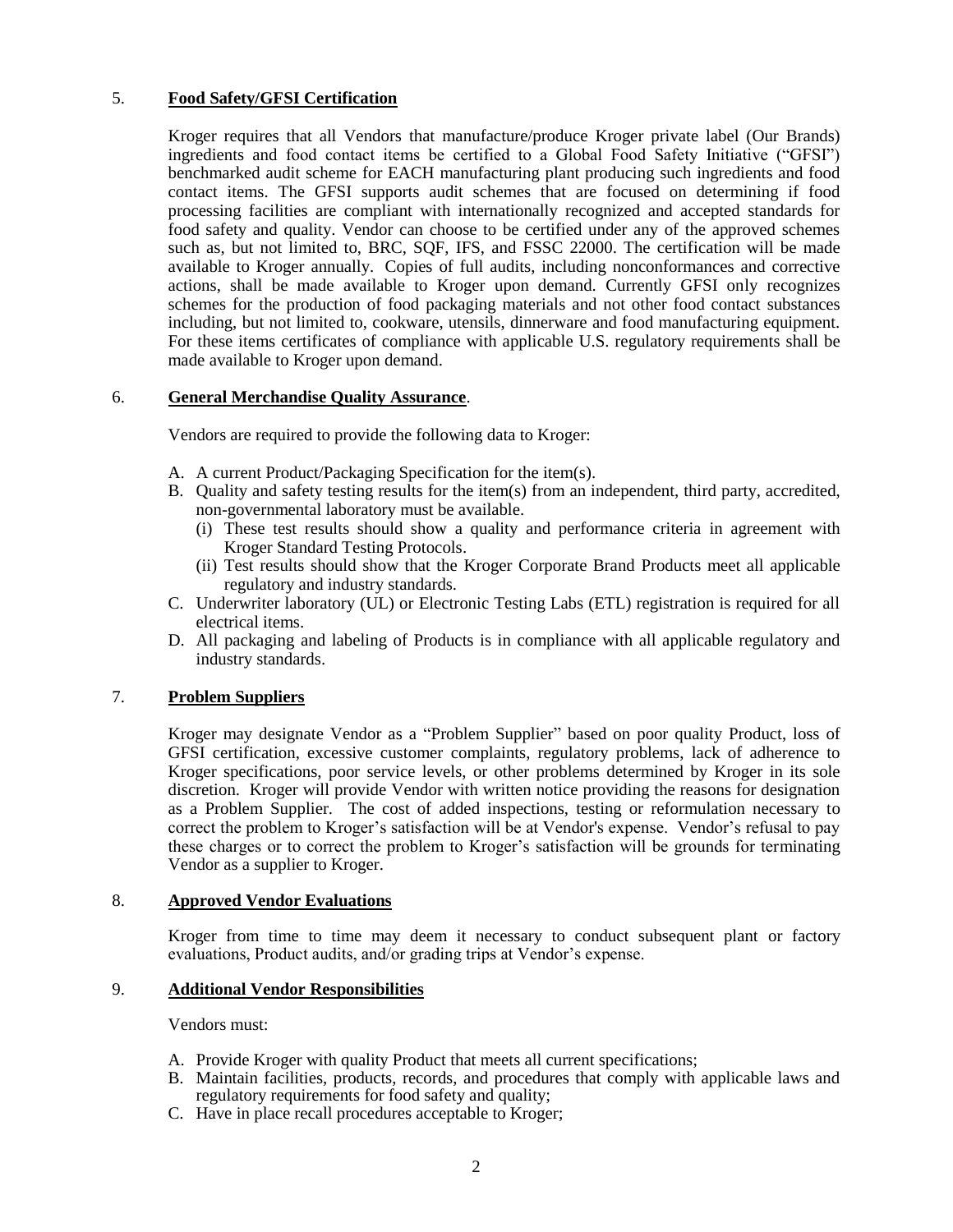5. **Food Safety/GFSI Certification**

Kroger requires that all Vendors that manufacture/produce Kroger private label (Our Brands) ingredients and food contact items be certified to a Global Food Safety Initiative ("GFSI") benchmarked audit scheme for EACH manufacturing plant producing such ingredients and food contact items. The GFSI supports audit schemes that are focused on determining if food processing facilities are compliant with internationally recognized and accepted standards for food safety and quality. Vendor can choose to be certified under any of the approved schemes such as, but not limited to, BRC, SQF, IFS, and FSSC 22000. The certification will be made available to Kroger annually. Copies of full audits, including nonconformances and corrective actions, shall be made available to Kroger upon demand. Currently GFSI only recognizes schemes for the production of food packaging materials and not other food contact substances including, but not limited to, cookware, utensils, dinnerware and food manufacturing equipment. For these items certificates of compliance with applicable U.S. regulatory requirements shall be made available to Kroger upon demand.

6. **General Merchandise Quality Assurance**.

Vendors are required to provide the following data to Kroger:

A. A current Product/Packaging Specification for the item(s).
B. Quality and safety testing results for the item(s) from an independent, third party, accredited, non-governmental laboratory must be available.
   (i) These test results should show a quality and performance criteria in agreement with Kroger Standard Testing Protocols.
   (ii) Test results should show that the Kroger Corporate Brand Products meet all applicable regulatory and industry standards.
C. Underwriter laboratory (UL) or Electronic Testing Labs (ETL) registration is required for all electrical items.
D. All packaging and labeling of Products is in compliance with all applicable regulatory and industry standards.

7. **Problem Suppliers**

Kroger may designate Vendor as a "Problem Supplier" based on poor quality Product, loss of GFSI certification, excessive customer complaints, regulatory problems, lack of adherence to Kroger specifications, poor service levels, or other problems determined by Kroger in its sole discretion. Kroger will provide Vendor with written notice providing the reasons for designation as a Problem Supplier. The cost of added inspections, testing or reformulation necessary to correct the problem to Kroger's satisfaction will be at Vendor's expense. Vendor's refusal to pay these charges or to correct the problem to Kroger's satisfaction will be grounds for terminating Vendor as a supplier to Kroger.

8. **Approved Vendor Evaluations**

Kroger from time to time may deem it necessary to conduct subsequent plant or factory evaluations, Product audits, and/or grading trips at Vendor's expense.

9. **Additional Vendor Responsibilities**

Vendors must:

A. Provide Kroger with quality Product that meets all current specifications;
B. Maintain facilities, products, records, and procedures that comply with applicable laws and regulatory requirements for food safety and quality;
C. Have in place recall procedures acceptable to Kroger;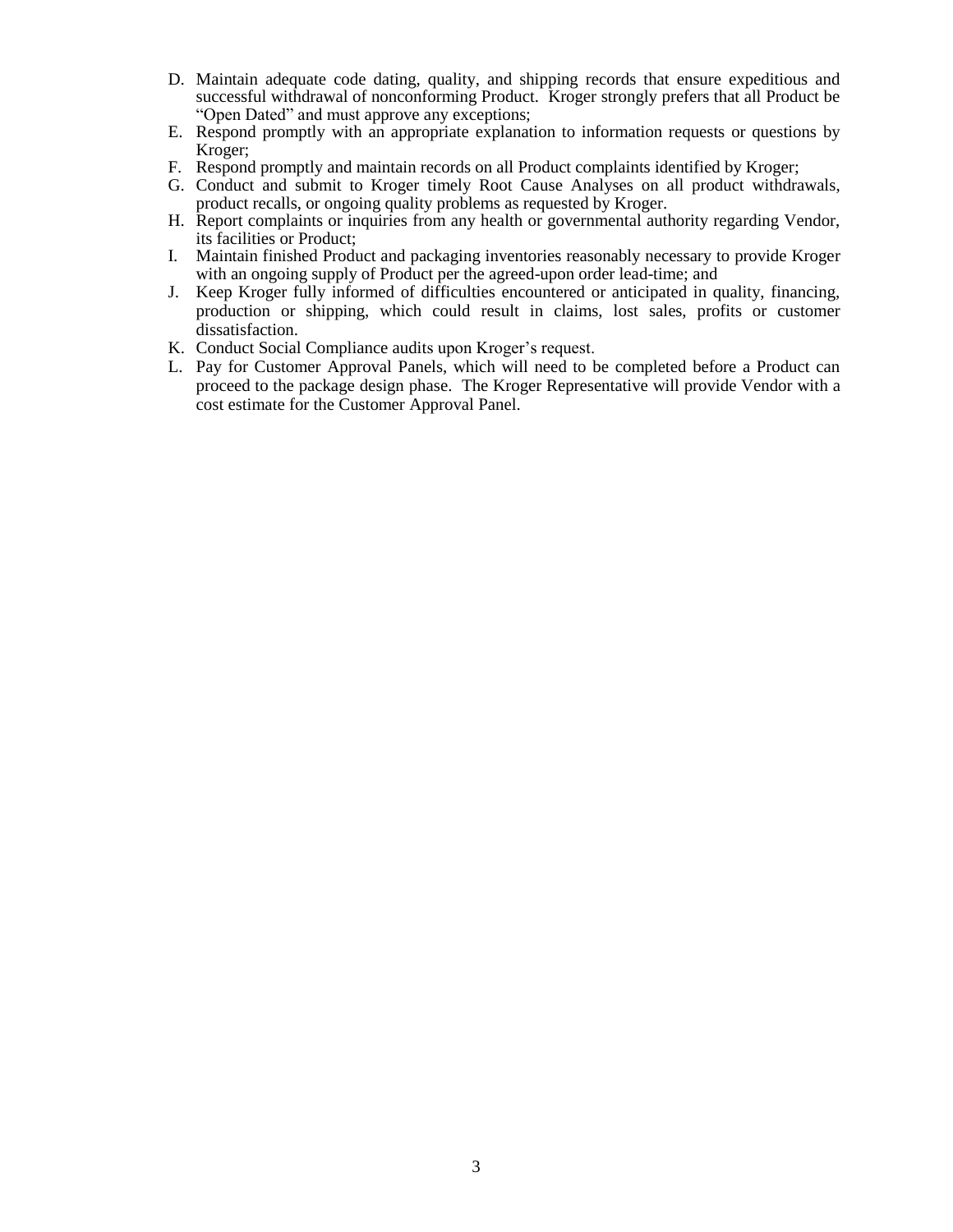D. Maintain adequate code dating, quality, and shipping records that ensure expeditious and successful withdrawal of nonconforming Product. Kroger strongly prefers that all Product be "Open Dated" and must approve any exceptions;
E. Respond promptly with an appropriate explanation to information requests or questions by Kroger;
F. Respond promptly and maintain records on all Product complaints identified by Kroger;
G. Conduct and submit to Kroger timely Root Cause Analyses on all product withdrawals, product recalls, or ongoing quality problems as requested by Kroger.
H. Report complaints or inquiries from any health or governmental authority regarding Vendor, its facilities or Product;
I. Maintain finished Product and packaging inventories reasonably necessary to provide Kroger with an ongoing supply of Product per the agreed-upon order lead-time; and
J. Keep Kroger fully informed of difficulties encountered or anticipated in quality, financing, production or shipping, which could result in claims, lost sales, profits or customer dissatisfaction.
K. Conduct Social Compliance audits upon Kroger's request.
L. Pay for Customer Approval Panels, which will need to be completed before a Product can proceed to the package design phase. The Kroger Representative will provide Vendor with a cost estimate for the Customer Approval Panel.